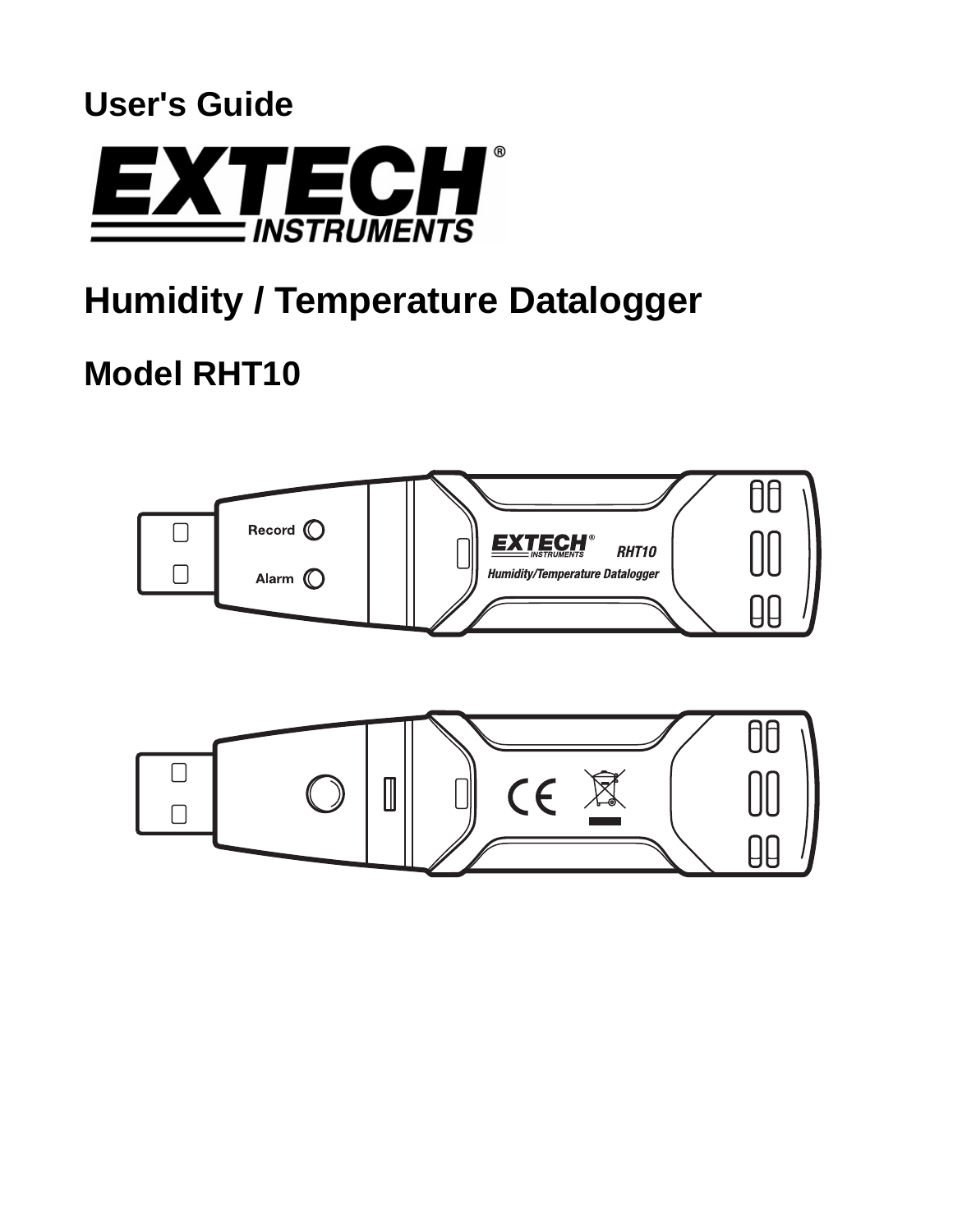User's Guide

# EXTECH INSTRUMENTS

# Humidity / Temperature Datalogger

## Model RHT10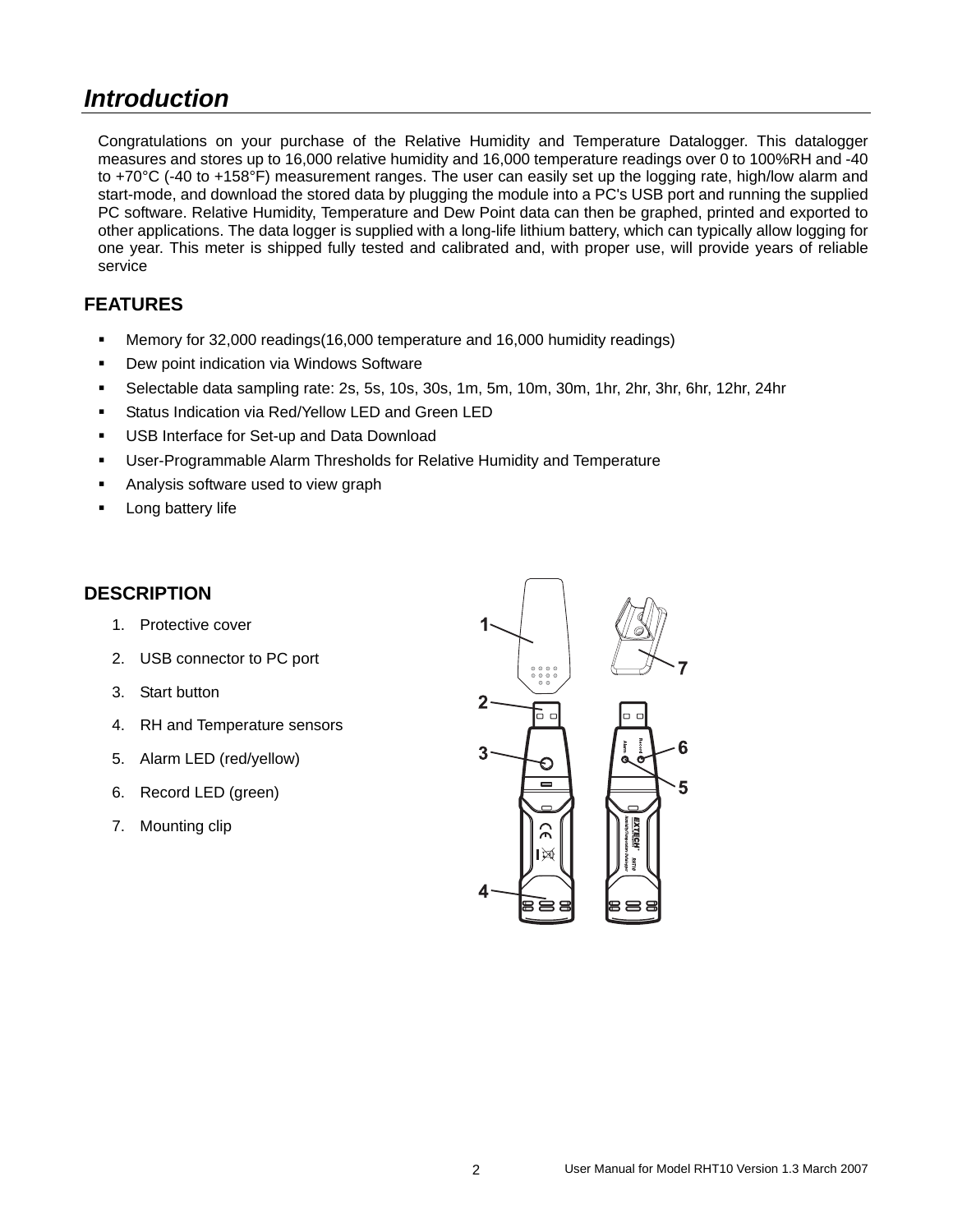## *Introduction*

Congratulations on your purchase of the Relative Humidity and Temperature Datalogger. This datalogger measures and stores up to 16,000 relative humidity and 16,000 temperature readings over 0 to 100%RH and -40 to +70°C (-40 to +158°F) measurement ranges. The user can easily set up the logging rate, high/low alarm and start-mode, and download the stored data by plugging the module into a PC's USB port and running the supplied PC software. Relative Humidity, Temperature and Dew Point data can then be graphed, printed and exported to other applications. The data logger is supplied with a long-life lithium battery, which can typically allow logging for one year. This meter is shipped fully tested and calibrated and, with proper use, will provide years of reliable service

### FEATURES

- Memory for 32,000 readings(16,000 temperature and 16,000 humidity readings)
- Dew point indication via Windows Software
- Selectable data sampling rate: 2s, 5s, 10s, 30s, 1m, 5m, 10m, 30m, 1hr, 2hr, 3hr, 6hr, 12hr, 24hr
- Status Indication via Red/Yellow LED and Green LED
- USB Interface for Set-up and Data Download
- User-Programmable Alarm Thresholds for Relative Humidity and Temperature
- Analysis software used to view graph
- Long battery life

### DESCRIPTION

1. Protective cover
2. USB connector to PC port
3. Start button
4. RH and Temperature sensors
5. Alarm LED (red/yellow)
6. Record LED (green)
7. Mounting clip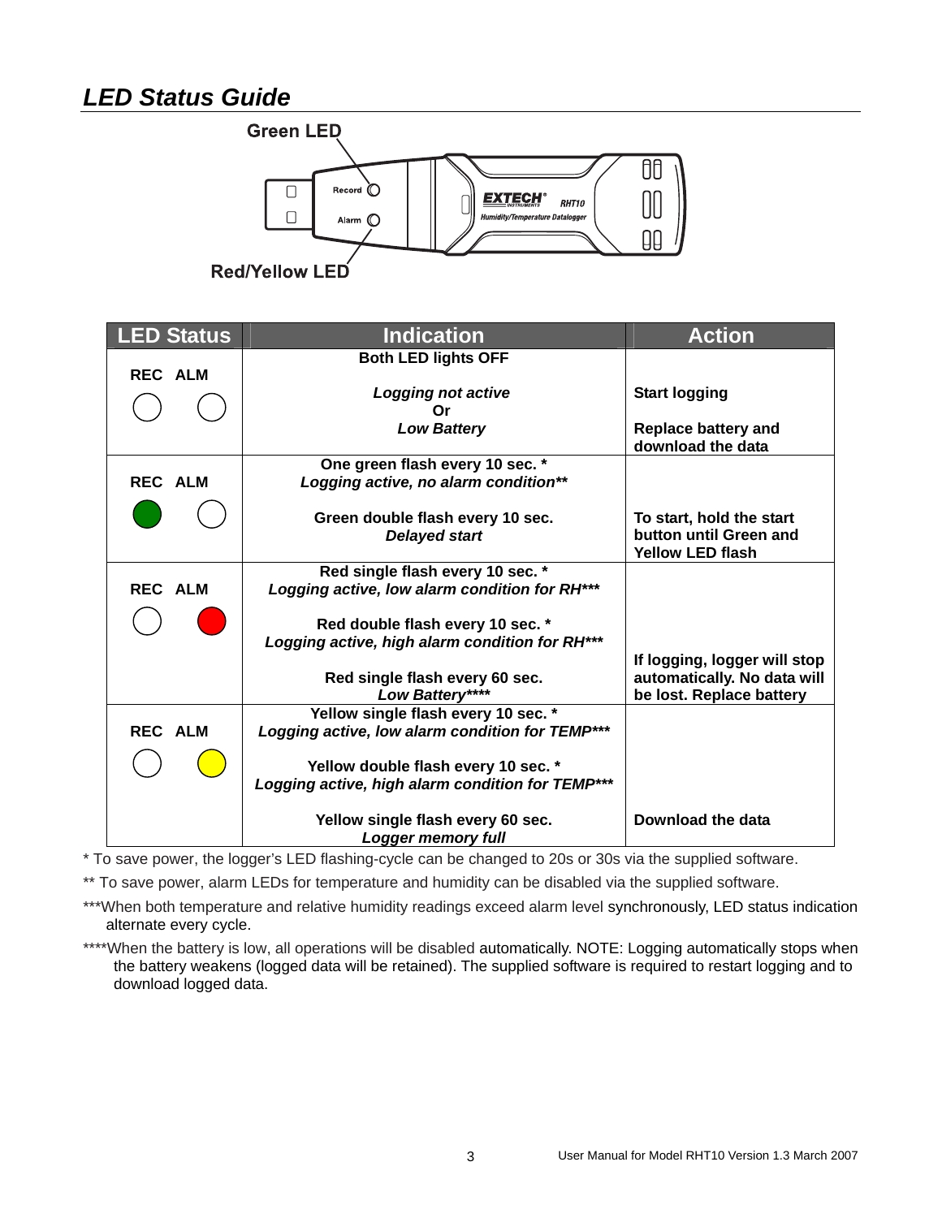## *LED Status Guide*

| LED Status | Indication | Action |
|---|---|---|
| REC ALM (both off) | **Both LED lights OFF**<br><br>***Logging not active***<br>**Or**<br>***Low Battery*** | **Start logging**<br><br>**Replace battery and download the data** |
| REC ALM (REC green) | **One green flash every 10 sec. \***<br>***Logging active, no alarm condition\*\****<br><br>**Green double flash every 10 sec.**<br>***Delayed start*** | **To start, hold the start button until Green and Yellow LED flash** |
| REC ALM (ALM red) | **Red single flash every 10 sec. \***<br>***Logging active, low alarm condition for RH\*\*\****<br><br>**Red double flash every 10 sec. \***<br>***Logging active, high alarm condition for RH\*\*\****<br><br>**Red single flash every 60 sec.**<br>***Low Battery\*\*\*\**** | **If logging, logger will stop automatically. No data will be lost. Replace battery** |
| REC ALM (ALM yellow) | **Yellow single flash every 10 sec. \***<br>***Logging active, low alarm condition for TEMP\*\*\****<br><br>**Yellow double flash every 10 sec. \***<br>***Logging active, high alarm condition for TEMP\*\*\****<br><br>**Yellow single flash every 60 sec.**<br>***Logger memory full*** | **Download the data** |

\* To save power, the logger's LED flashing-cycle can be changed to 20s or 30s via the supplied software.

\*\* To save power, alarm LEDs for temperature and humidity can be disabled via the supplied software.

\*\*\*When both temperature and relative humidity readings exceed alarm level synchronously, LED status indication alternate every cycle.

\*\*\*\*When the battery is low, all operations will be disabled automatically. NOTE: Logging automatically stops when the battery weakens (logged data will be retained). The supplied software is required to restart logging and to download logged data.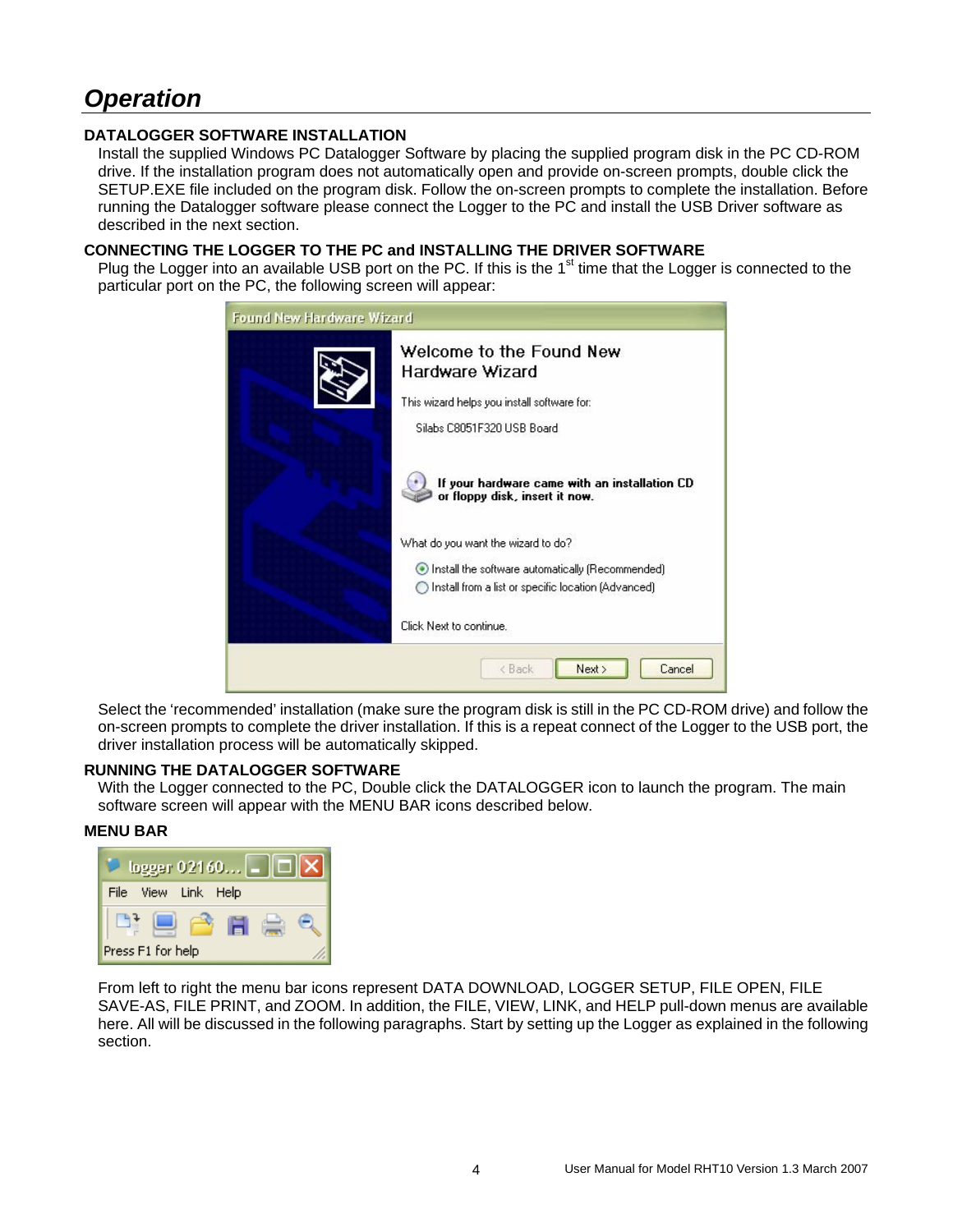# Operation

**DATALOGGER SOFTWARE INSTALLATION**

Install the supplied Windows PC Datalogger Software by placing the supplied program disk in the PC CD-ROM drive. If the installation program does not automatically open and provide on-screen prompts, double click the SETUP.EXE file included on the program disk. Follow the on-screen prompts to complete the installation. Before running the Datalogger software please connect the Logger to the PC and install the USB Driver software as described in the next section.

**CONNECTING THE LOGGER TO THE PC and INSTALLING THE DRIVER SOFTWARE**

Plug the Logger into an available USB port on the PC. If this is the 1st time that the Logger is connected to the particular port on the PC, the following screen will appear:

Select the 'recommended' installation (make sure the program disk is still in the PC CD-ROM drive) and follow the on-screen prompts to complete the driver installation. If this is a repeat connect of the Logger to the USB port, the driver installation process will be automatically skipped.

**RUNNING THE DATALOGGER SOFTWARE**

With the Logger connected to the PC, Double click the DATALOGGER icon to launch the program. The main software screen will appear with the MENU BAR icons described below.

**MENU BAR**

From left to right the menu bar icons represent DATA DOWNLOAD, LOGGER SETUP, FILE OPEN, FILE SAVE-AS, FILE PRINT, and ZOOM. In addition, the FILE, VIEW, LINK, and HELP pull-down menus are available here. All will be discussed in the following paragraphs. Start by setting up the Logger as explained in the following section.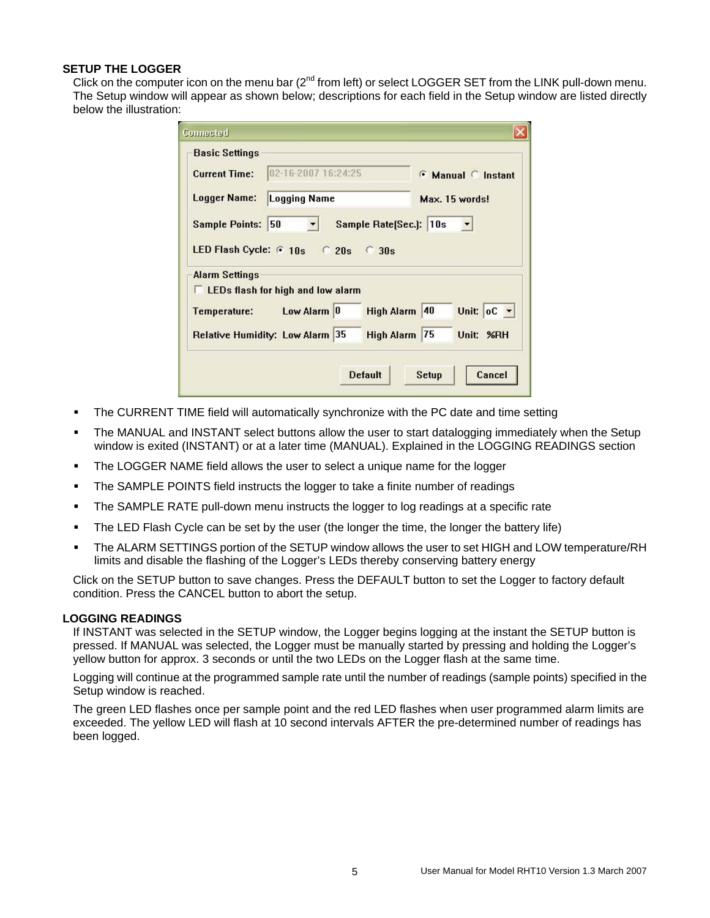## SETUP THE LOGGER

Click on the computer icon on the menu bar (2nd from left) or select LOGGER SET from the LINK pull-down menu. The Setup window will appear as shown below; descriptions for each field in the Setup window are listed directly below the illustration:

- The CURRENT TIME field will automatically synchronize with the PC date and time setting
- The MANUAL and INSTANT select buttons allow the user to start datalogging immediately when the Setup window is exited (INSTANT) or at a later time (MANUAL). Explained in the LOGGING READINGS section
- The LOGGER NAME field allows the user to select a unique name for the logger
- The SAMPLE POINTS field instructs the logger to take a finite number of readings
- The SAMPLE RATE pull-down menu instructs the logger to log readings at a specific rate
- The LED Flash Cycle can be set by the user (the longer the time, the longer the battery life)
- The ALARM SETTINGS portion of the SETUP window allows the user to set HIGH and LOW temperature/RH limits and disable the flashing of the Logger's LEDs thereby conserving battery energy

Click on the SETUP button to save changes. Press the DEFAULT button to set the Logger to factory default condition. Press the CANCEL button to abort the setup.

## LOGGING READINGS

If INSTANT was selected in the SETUP window, the Logger begins logging at the instant the SETUP button is pressed. If MANUAL was selected, the Logger must be manually started by pressing and holding the Logger's yellow button for approx. 3 seconds or until the two LEDs on the Logger flash at the same time.

Logging will continue at the programmed sample rate until the number of readings (sample points) specified in the Setup window is reached.

The green LED flashes once per sample point and the red LED flashes when user programmed alarm limits are exceeded. The yellow LED will flash at 10 second intervals AFTER the pre-determined number of readings has been logged.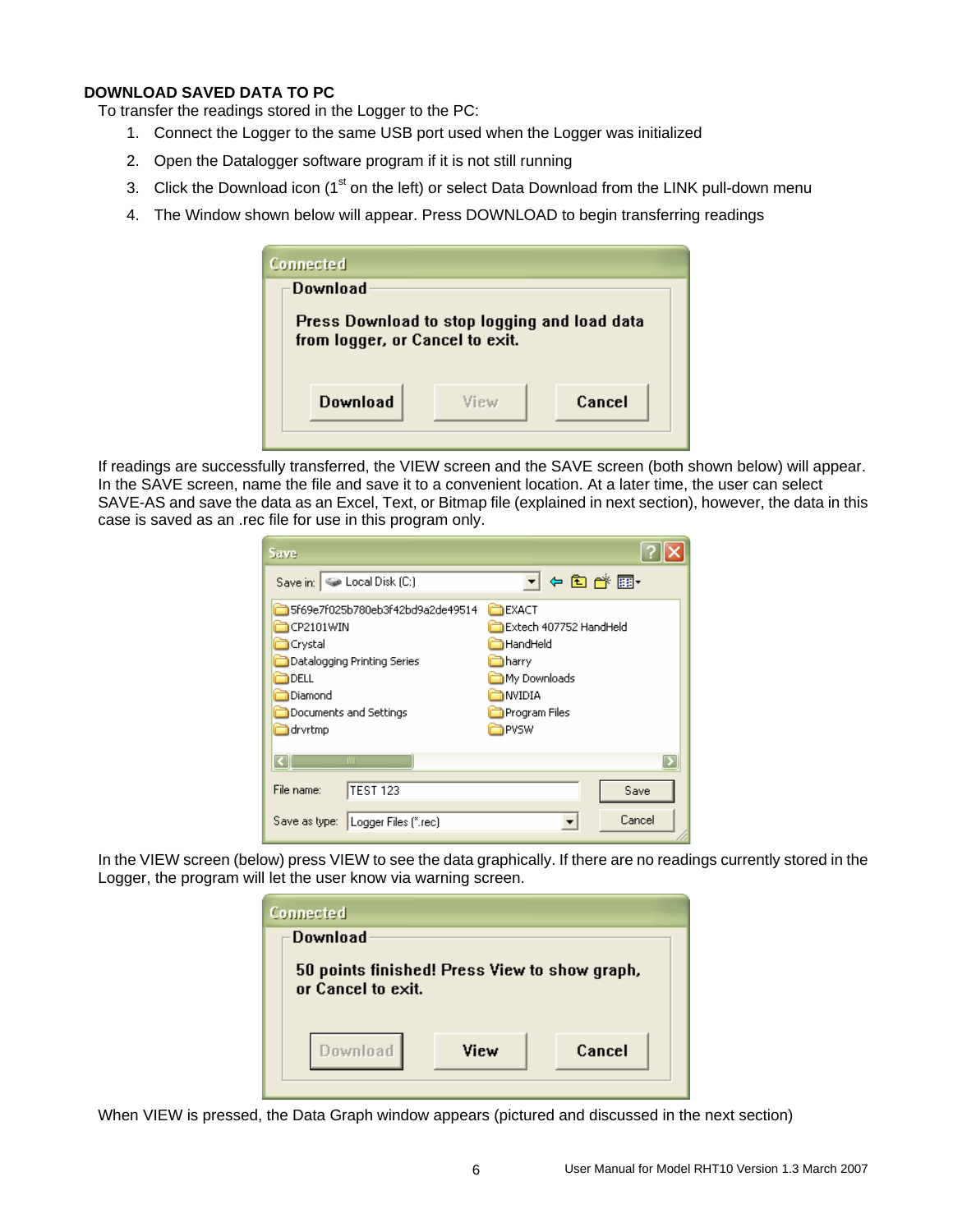**DOWNLOAD SAVED DATA TO PC**

To transfer the readings stored in the Logger to the PC:

1. Connect the Logger to the same USB port used when the Logger was initialized
2. Open the Datalogger software program if it is not still running
3. Click the Download icon (1st on the left) or select Data Download from the LINK pull-down menu
4. The Window shown below will appear. Press DOWNLOAD to begin transferring readings

If readings are successfully transferred, the VIEW screen and the SAVE screen (both shown below) will appear. In the SAVE screen, name the file and save it to a convenient location. At a later time, the user can select SAVE-AS and save the data as an Excel, Text, or Bitmap file (explained in next section), however, the data in this case is saved as an .rec file for use in this program only.

In the VIEW screen (below) press VIEW to see the data graphically. If there are no readings currently stored in the Logger, the program will let the user know via warning screen.

When VIEW is pressed, the Data Graph window appears (pictured and discussed in the next section)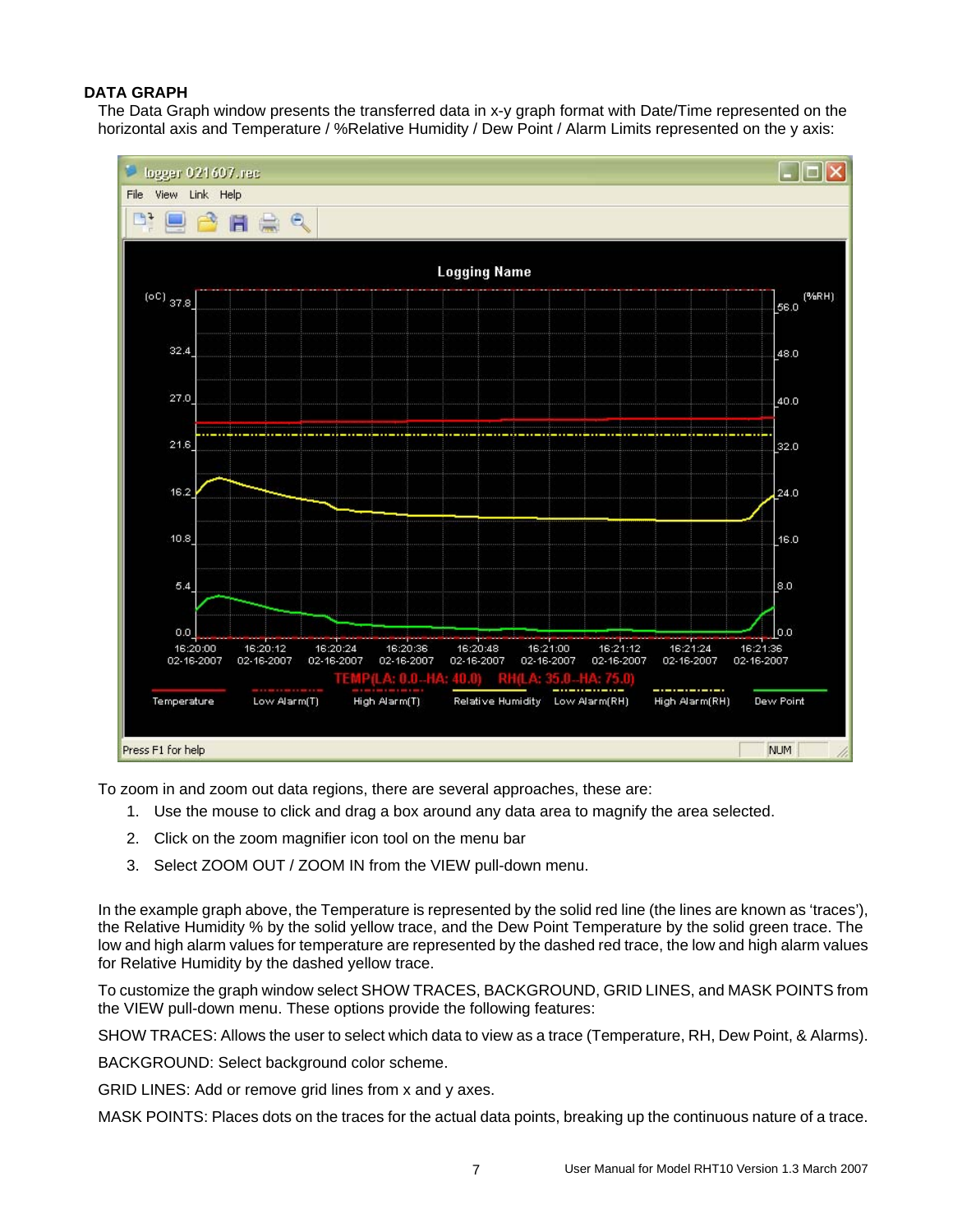## DATA GRAPH

The Data Graph window presents the transferred data in x-y graph format with Date/Time represented on the horizontal axis and Temperature / %Relative Humidity / Dew Point / Alarm Limits represented on the y axis:

To zoom in and zoom out data regions, there are several approaches, these are:

1. Use the mouse to click and drag a box around any data area to magnify the area selected.
2. Click on the zoom magnifier icon tool on the menu bar
3. Select ZOOM OUT / ZOOM IN from the VIEW pull-down menu.

In the example graph above, the Temperature is represented by the solid red line (the lines are known as 'traces'), the Relative Humidity % by the solid yellow trace, and the Dew Point Temperature by the solid green trace. The low and high alarm values for temperature are represented by the dashed red trace, the low and high alarm values for Relative Humidity by the dashed yellow trace.

To customize the graph window select SHOW TRACES, BACKGROUND, GRID LINES, and MASK POINTS from the VIEW pull-down menu. These options provide the following features:

SHOW TRACES: Allows the user to select which data to view as a trace (Temperature, RH, Dew Point, & Alarms).

BACKGROUND: Select background color scheme.

GRID LINES: Add or remove grid lines from x and y axes.

MASK POINTS: Places dots on the traces for the actual data points, breaking up the continuous nature of a trace.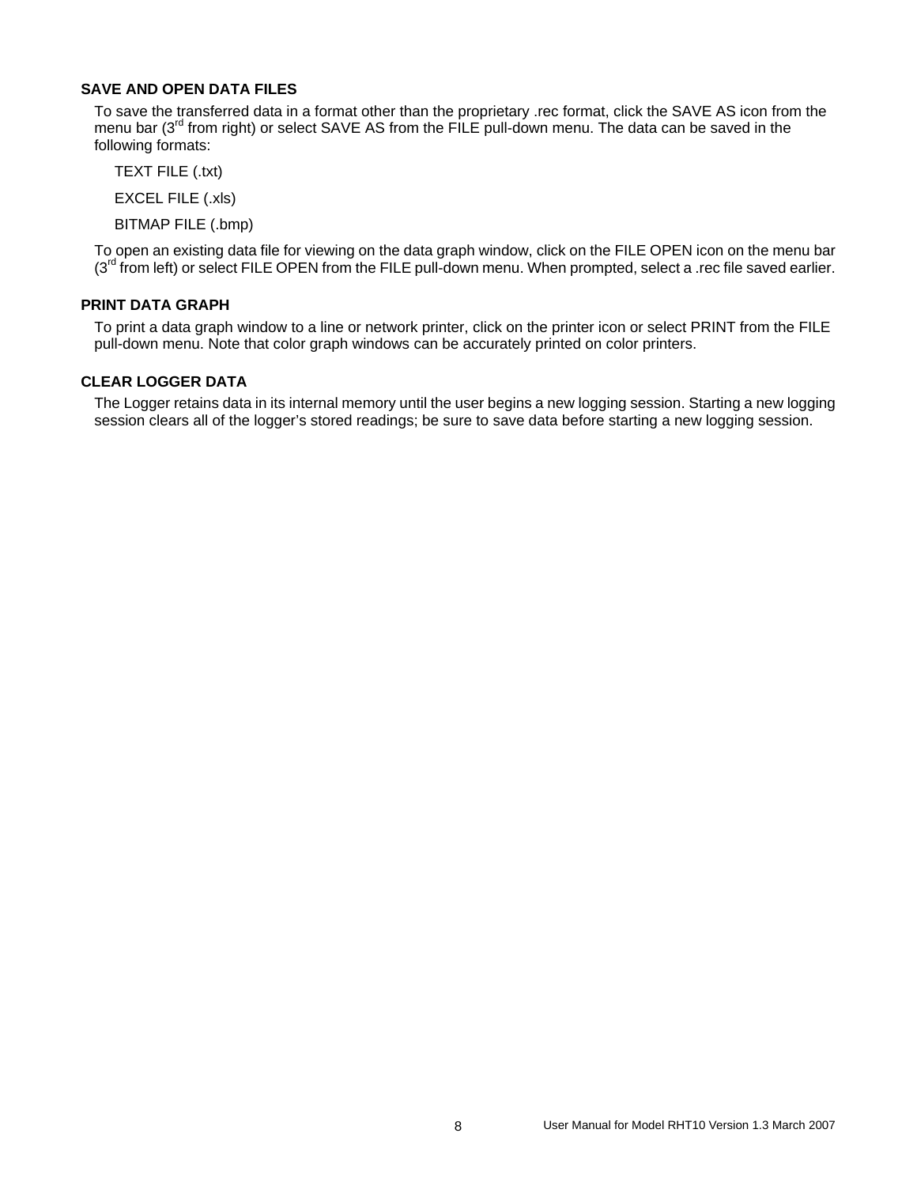## SAVE AND OPEN DATA FILES

To save the transferred data in a format other than the proprietary .rec format, click the SAVE AS icon from the menu bar (3rd from right) or select SAVE AS from the FILE pull-down menu. The data can be saved in the following formats:

TEXT FILE (.txt)

EXCEL FILE (.xls)

BITMAP FILE (.bmp)

To open an existing data file for viewing on the data graph window, click on the FILE OPEN icon on the menu bar (3rd from left) or select FILE OPEN from the FILE pull-down menu. When prompted, select a .rec file saved earlier.

## PRINT DATA GRAPH

To print a data graph window to a line or network printer, click on the printer icon or select PRINT from the FILE pull-down menu. Note that color graph windows can be accurately printed on color printers.

## CLEAR LOGGER DATA

The Logger retains data in its internal memory until the user begins a new logging session. Starting a new logging session clears all of the logger's stored readings; be sure to save data before starting a new logging session.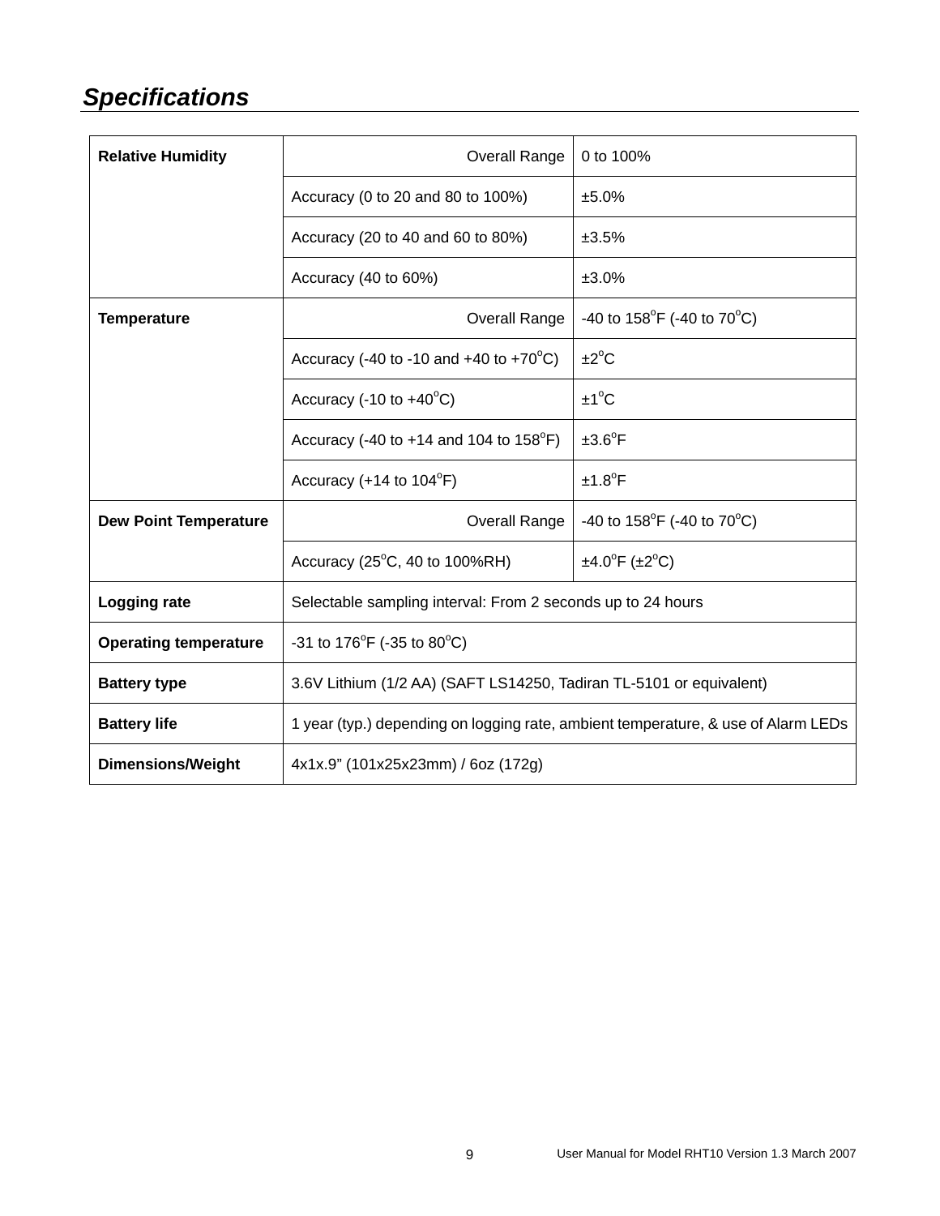## *Specifications*

| | | |
|---|---|---|
| **Relative Humidity** | Overall Range | 0 to 100% |
| | Accuracy (0 to 20 and 80 to 100%) | ±5.0% |
| | Accuracy (20 to 40 and 60 to 80%) | ±3.5% |
| | Accuracy (40 to 60%) | ±3.0% |
| **Temperature** | Overall Range | -40 to 158°F (-40 to 70°C) |
| | Accuracy (-40 to -10 and +40 to +70°C) | ±2°C |
| | Accuracy (-10 to +40°C) | ±1°C |
| | Accuracy (-40 to +14 and 104 to 158°F) | ±3.6°F |
| | Accuracy (+14 to 104°F) | ±1.8°F |
| **Dew Point Temperature** | Overall Range | -40 to 158°F (-40 to 70°C) |
| | Accuracy (25°C, 40 to 100%RH) | ±4.0°F (±2°C) |
| **Logging rate** | Selectable sampling interval: From 2 seconds up to 24 hours | |
| **Operating temperature** | -31 to 176°F (-35 to 80°C) | |
| **Battery type** | 3.6V Lithium (1/2 AA) (SAFT LS14250, Tadiran TL-5101 or equivalent) | |
| **Battery life** | 1 year (typ.) depending on logging rate, ambient temperature, & use of Alarm LEDs | |
| **Dimensions/Weight** | 4x1x.9" (101x25x23mm) / 6oz (172g) | |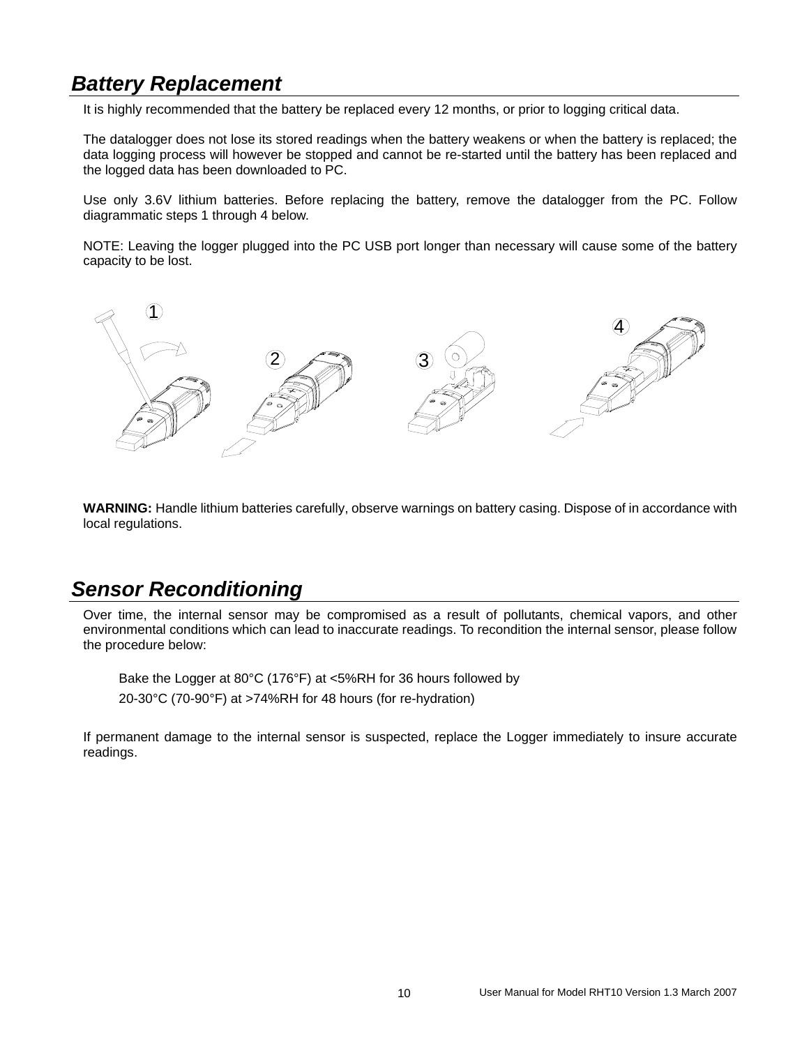## *Battery Replacement*

It is highly recommended that the battery be replaced every 12 months, or prior to logging critical data.

The datalogger does not lose its stored readings when the battery weakens or when the battery is replaced; the data logging process will however be stopped and cannot be re-started until the battery has been replaced and the logged data has been downloaded to PC.

Use only 3.6V lithium batteries. Before replacing the battery, remove the datalogger from the PC. Follow diagrammatic steps 1 through 4 below.

NOTE: Leaving the logger plugged into the PC USB port longer than necessary will cause some of the battery capacity to be lost.

**WARNING:** Handle lithium batteries carefully, observe warnings on battery casing. Dispose of in accordance with local regulations.

## *Sensor Reconditioning*

Over time, the internal sensor may be compromised as a result of pollutants, chemical vapors, and other environmental conditions which can lead to inaccurate readings. To recondition the internal sensor, please follow the procedure below:

Bake the Logger at 80°C (176°F) at <5%RH for 36 hours followed by
20-30°C (70-90°F) at >74%RH for 48 hours (for re-hydration)

If permanent damage to the internal sensor is suspected, replace the Logger immediately to insure accurate readings.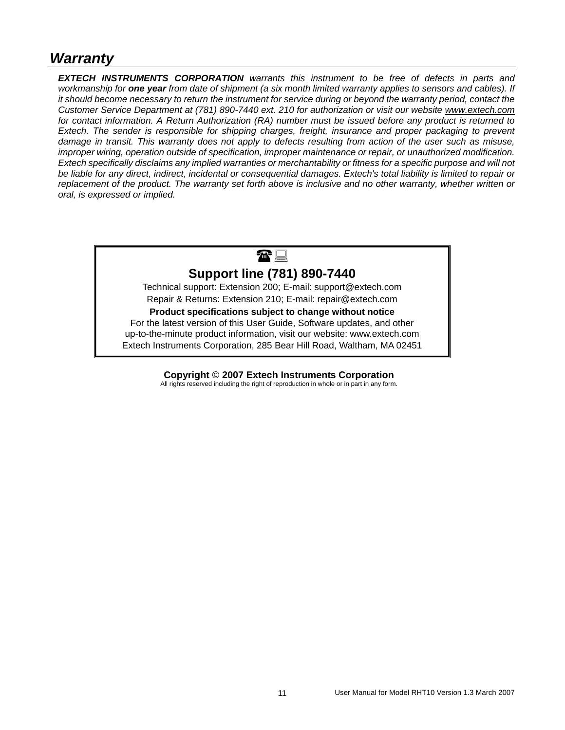# *Warranty*

***EXTECH INSTRUMENTS CORPORATION** warrants this instrument to be free of defects in parts and workmanship for **one year** from date of shipment (a six month limited warranty applies to sensors and cables). If it should become necessary to return the instrument for service during or beyond the warranty period, contact the Customer Service Department at (781) 890-7440 ext. 210 for authorization or visit our website www.extech.com for contact information. A Return Authorization (RA) number must be issued before any product is returned to Extech. The sender is responsible for shipping charges, freight, insurance and proper packaging to prevent damage in transit. This warranty does not apply to defects resulting from action of the user such as misuse, improper wiring, operation outside of specification, improper maintenance or repair, or unauthorized modification. Extech specifically disclaims any implied warranties or merchantability or fitness for a specific purpose and will not be liable for any direct, indirect, incidental or consequential damages. Extech's total liability is limited to repair or replacement of the product. The warranty set forth above is inclusive and no other warranty, whether written or oral, is expressed or implied.*

☎💻

**Support line (781) 890-7440**

Technical support: Extension 200; E-mail: support@extech.com

Repair & Returns: Extension 210; E-mail: repair@extech.com

**Product specifications subject to change without notice**

For the latest version of this User Guide, Software updates, and other up-to-the-minute product information, visit our website: www.extech.com

Extech Instruments Corporation, 285 Bear Hill Road, Waltham, MA 02451

**Copyright © 2007 Extech Instruments Corporation**

All rights reserved including the right of reproduction in whole or in part in any form.